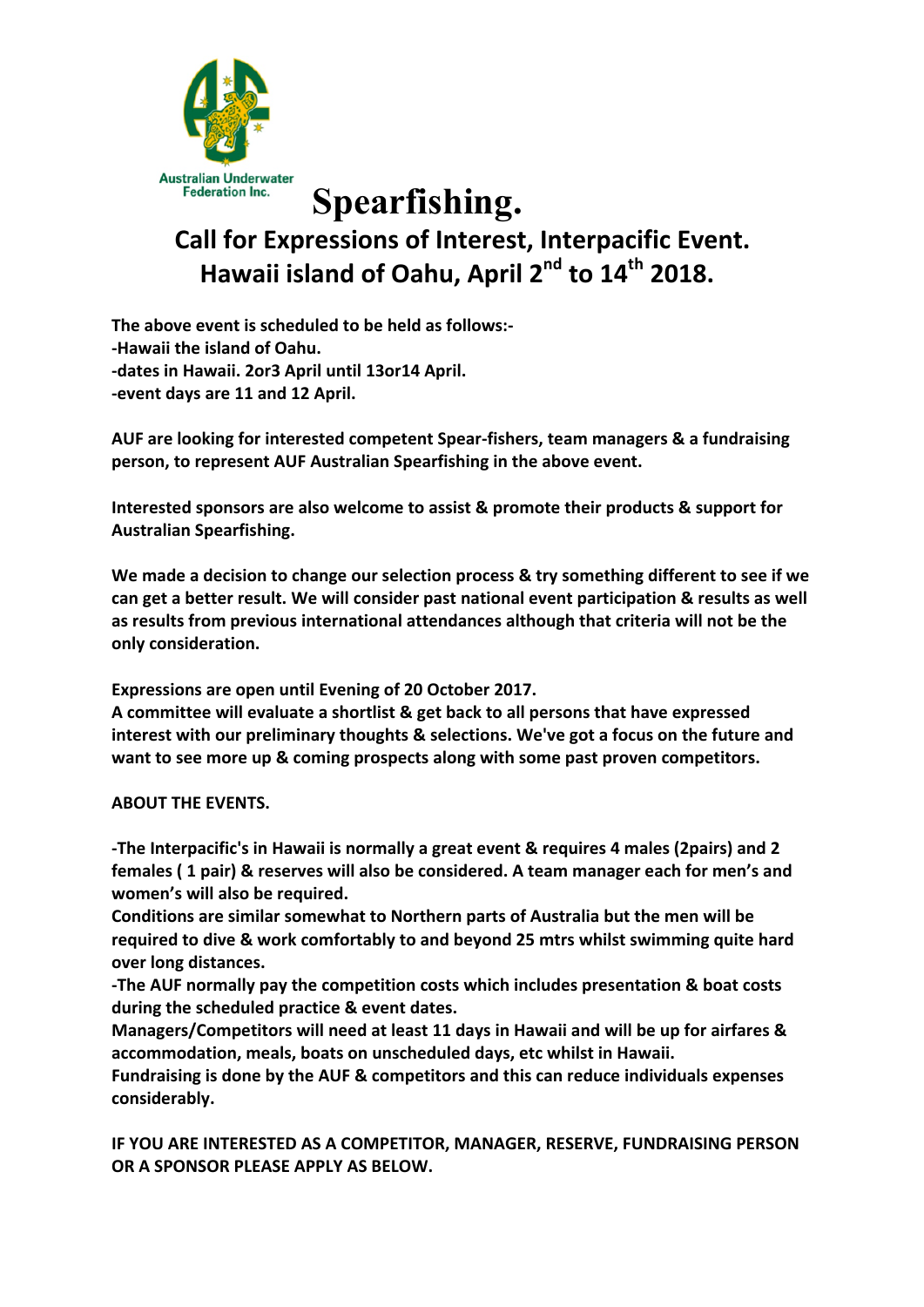Australian Underwater Federation Inc.

# Spearfishing.

## Call for Expressions of Interest, Interpacific Event. Hawaii island of Oahu, April 2nd to 14th 2018.

**The above event is scheduled to be held as follows:-**
**-Hawaii the island of Oahu.**
**-dates in Hawaii. 2or3 April until 13or14 April.**
**-event days are 11 and 12 April.**

**AUF are looking for interested competent Spear-fishers, team managers & a fundraising person, to represent AUF Australian Spearfishing in the above event.**

**Interested sponsors are also welcome to assist & promote their products & support for Australian Spearfishing.**

**We made a decision to change our selection process & try something different to see if we can get a better result. We will consider past national event participation & results as well as results from previous international attendances although that criteria will not be the only consideration.**

**Expressions are open until Evening of 20 October 2017.**
**A committee will evaluate a shortlist & get back to all persons that have expressed interest with our preliminary thoughts & selections. We've got a focus on the future and want to see more up & coming prospects along with some past proven competitors.**

**ABOUT THE EVENTS.**

**-The Interpacific's in Hawaii is normally a great event & requires 4 males (2pairs) and 2 females ( 1 pair) & reserves will also be considered. A team manager each for men's and women's will also be required.**
**Conditions are similar somewhat to Northern parts of Australia but the men will be required to dive & work comfortably to and beyond 25 mtrs whilst swimming quite hard over long distances.**
**-The AUF normally pay the competition costs which includes presentation & boat costs during the scheduled practice & event dates.**
**Managers/Competitors will need at least 11 days in Hawaii and will be up for airfares & accommodation, meals, boats on unscheduled days, etc whilst in Hawaii.**
**Fundraising is done by the AUF & competitors and this can reduce individuals expenses considerably.**

**IF YOU ARE INTERESTED AS A COMPETITOR, MANAGER, RESERVE, FUNDRAISING PERSON OR A SPONSOR PLEASE APPLY AS BELOW.**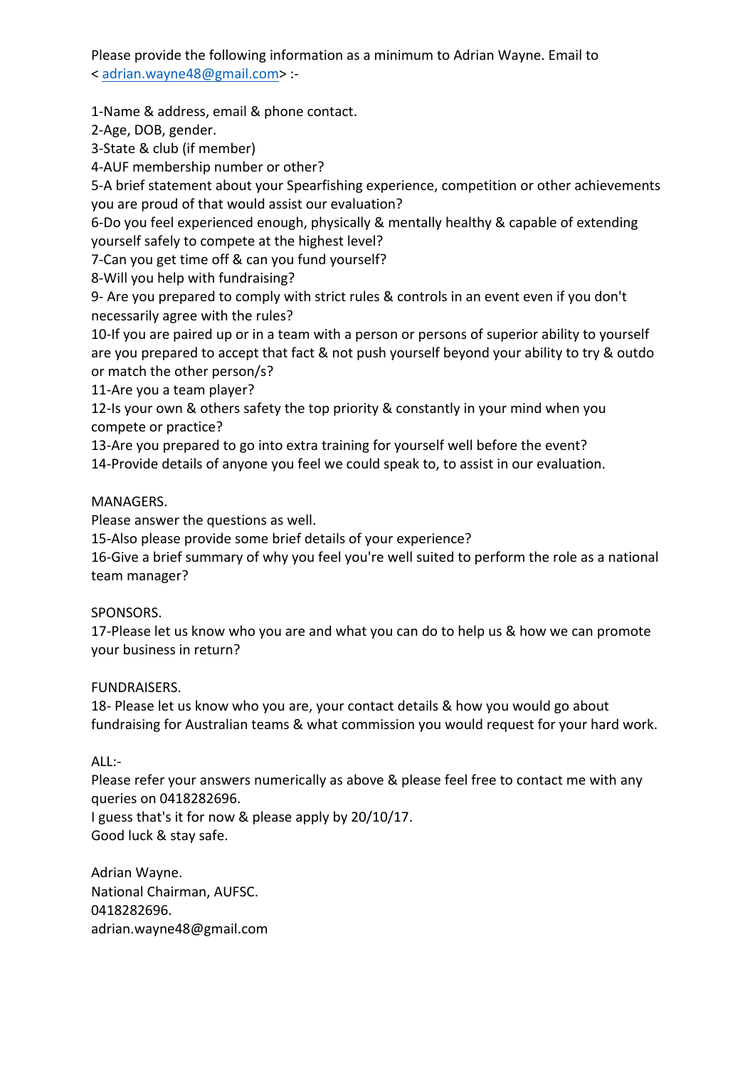Please provide the following information as a minimum to Adrian Wayne. Email to < adrian.wayne48@gmail.com> :-

1-Name & address, email & phone contact.
2-Age, DOB, gender.
3-State & club (if member)
4-AUF membership number or other?
5-A brief statement about your Spearfishing experience, competition or other achievements you are proud of that would assist our evaluation?
6-Do you feel experienced enough, physically & mentally healthy & capable of extending yourself safely to compete at the highest level?
7-Can you get time off & can you fund yourself?
8-Will you help with fundraising?
9- Are you prepared to comply with strict rules & controls in an event even if you don't necessarily agree with the rules?
10-If you are paired up or in a team with a person or persons of superior ability to yourself are you prepared to accept that fact & not push yourself beyond your ability to try & outdo or match the other person/s?
11-Are you a team player?
12-Is your own & others safety the top priority & constantly in your mind when you compete or practice?
13-Are you prepared to go into extra training for yourself well before the event?
14-Provide details of anyone you feel we could speak to, to assist in our evaluation.

MANAGERS.
Please answer the questions as well.
15-Also please provide some brief details of your experience?
16-Give a brief summary of why you feel you're well suited to perform the role as a national team manager?

SPONSORS.
17-Please let us know who you are and what you can do to help us & how we can promote your business in return?

FUNDRAISERS.
18- Please let us know who you are, your contact details & how you would go about fundraising for Australian teams & what commission you would request for your hard work.

ALL:-
Please refer your answers numerically as above & please feel free to contact me with any queries on 0418282696.
I guess that's it for now & please apply by 20/10/17.
Good luck & stay safe.

Adrian Wayne.
National Chairman, AUFSC.
0418282696.
adrian.wayne48@gmail.com